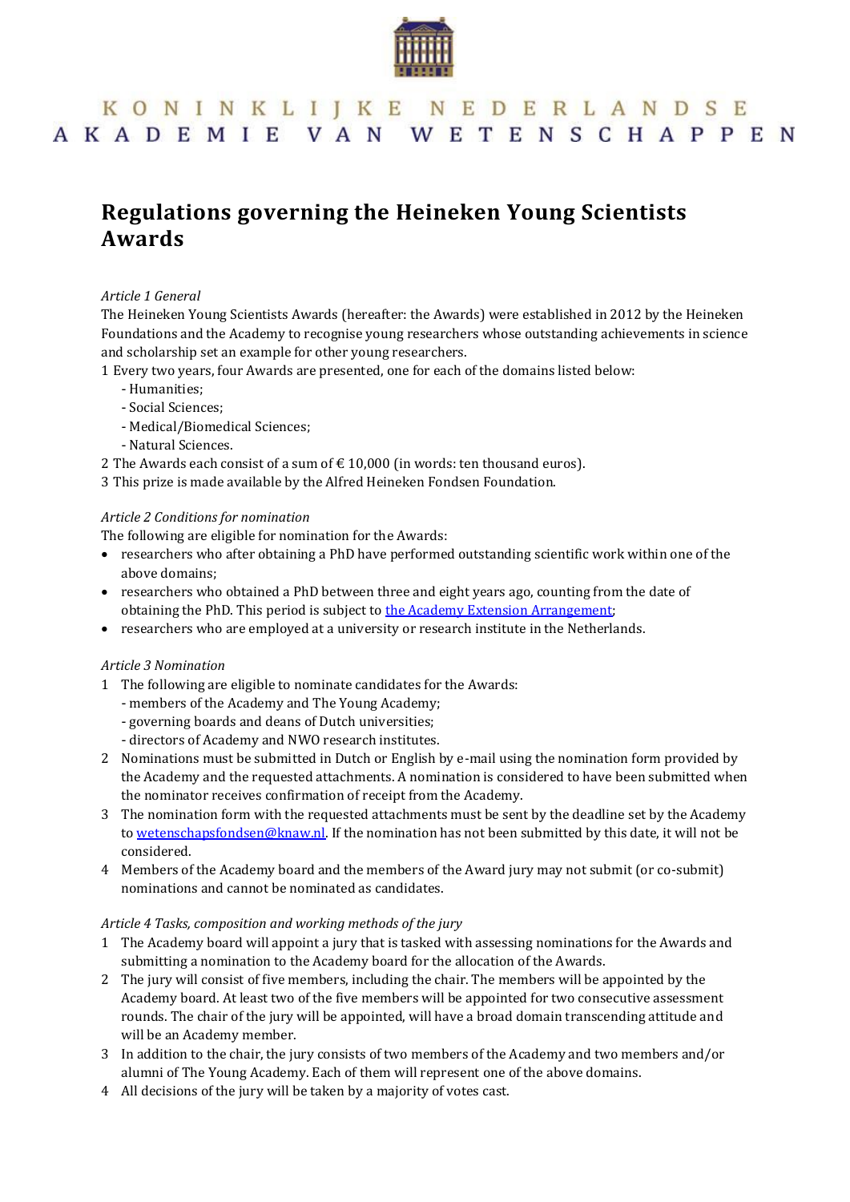KONINKLIJKE NEDERLANDSE AKADEMIE VAN WETENSCHAPPEN

# Regulations governing the Heineken Young Scientists Awards

*Article 1 General*

The Heineken Young Scientists Awards (hereafter: the Awards) were established in 2012 by the Heineken Foundations and the Academy to recognise young researchers whose outstanding achievements in science and scholarship set an example for other young researchers.

1 Every two years, four Awards are presented, one for each of the domains listed below:
- Humanities;
- Social Sciences;
- Medical/Biomedical Sciences;
- Natural Sciences.

2 The Awards each consist of a sum of € 10,000 (in words: ten thousand euros).

3 This prize is made available by the Alfred Heineken Fondsen Foundation.

*Article 2 Conditions for nomination*

The following are eligible for nomination for the Awards:

- researchers who after obtaining a PhD have performed outstanding scientific work within one of the above domains;
- researchers who obtained a PhD between three and eight years ago, counting from the date of obtaining the PhD. This period is subject to the Academy Extension Arrangement;
- researchers who are employed at a university or research institute in the Netherlands.

*Article 3 Nomination*

1. The following are eligible to nominate candidates for the Awards:
   - members of the Academy and The Young Academy;
   - governing boards and deans of Dutch universities;
   - directors of Academy and NWO research institutes.
2. Nominations must be submitted in Dutch or English by e-mail using the nomination form provided by the Academy and the requested attachments. A nomination is considered to have been submitted when the nominator receives confirmation of receipt from the Academy.
3. The nomination form with the requested attachments must be sent by the deadline set by the Academy to wetenschapsfondsen@knaw.nl. If the nomination has not been submitted by this date, it will not be considered.
4. Members of the Academy board and the members of the Award jury may not submit (or co-submit) nominations and cannot be nominated as candidates.

*Article 4 Tasks, composition and working methods of the jury*

1. The Academy board will appoint a jury that is tasked with assessing nominations for the Awards and submitting a nomination to the Academy board for the allocation of the Awards.
2. The jury will consist of five members, including the chair. The members will be appointed by the Academy board. At least two of the five members will be appointed for two consecutive assessment rounds. The chair of the jury will be appointed, will have a broad domain transcending attitude and will be an Academy member.
3. In addition to the chair, the jury consists of two members of the Academy and two members and/or alumni of The Young Academy. Each of them will represent one of the above domains.
4. All decisions of the jury will be taken by a majority of votes cast.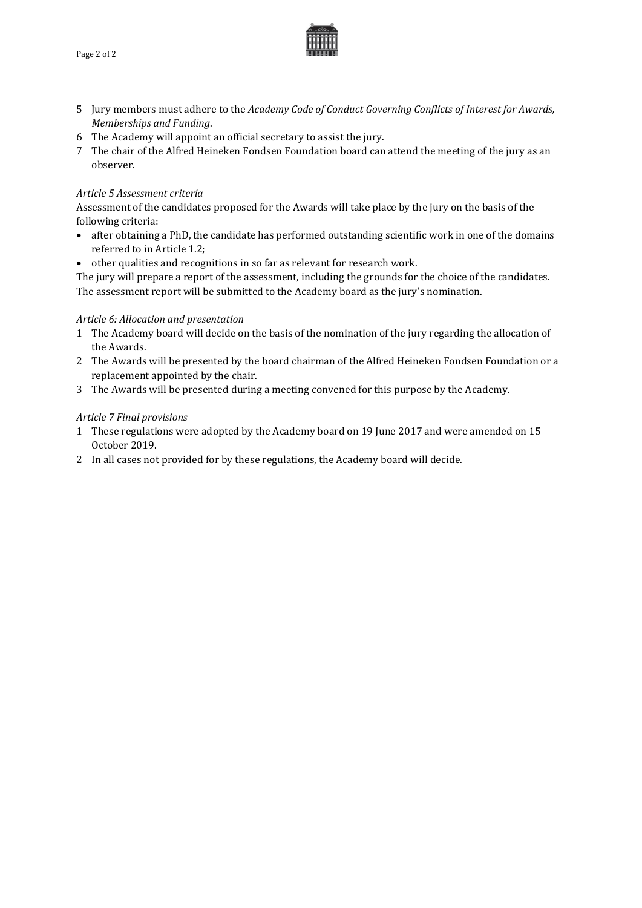5 Jury members must adhere to the *Academy Code of Conduct Governing Conflicts of Interest for Awards, Memberships and Funding*.
6 The Academy will appoint an official secretary to assist the jury.
7 The chair of the Alfred Heineken Fondsen Foundation board can attend the meeting of the jury as an observer.

*Article 5 Assessment criteria*

Assessment of the candidates proposed for the Awards will take place by the jury on the basis of the following criteria:

- after obtaining a PhD, the candidate has performed outstanding scientific work in one of the domains referred to in Article 1.2;
- other qualities and recognitions in so far as relevant for research work.

The jury will prepare a report of the assessment, including the grounds for the choice of the candidates. The assessment report will be submitted to the Academy board as the jury's nomination.

*Article 6: Allocation and presentation*

1 The Academy board will decide on the basis of the nomination of the jury regarding the allocation of the Awards.
2 The Awards will be presented by the board chairman of the Alfred Heineken Fondsen Foundation or a replacement appointed by the chair.
3 The Awards will be presented during a meeting convened for this purpose by the Academy.

*Article 7 Final provisions*

1 These regulations were adopted by the Academy board on 19 June 2017 and were amended on 15 October 2019.
2 In all cases not provided for by these regulations, the Academy board will decide.